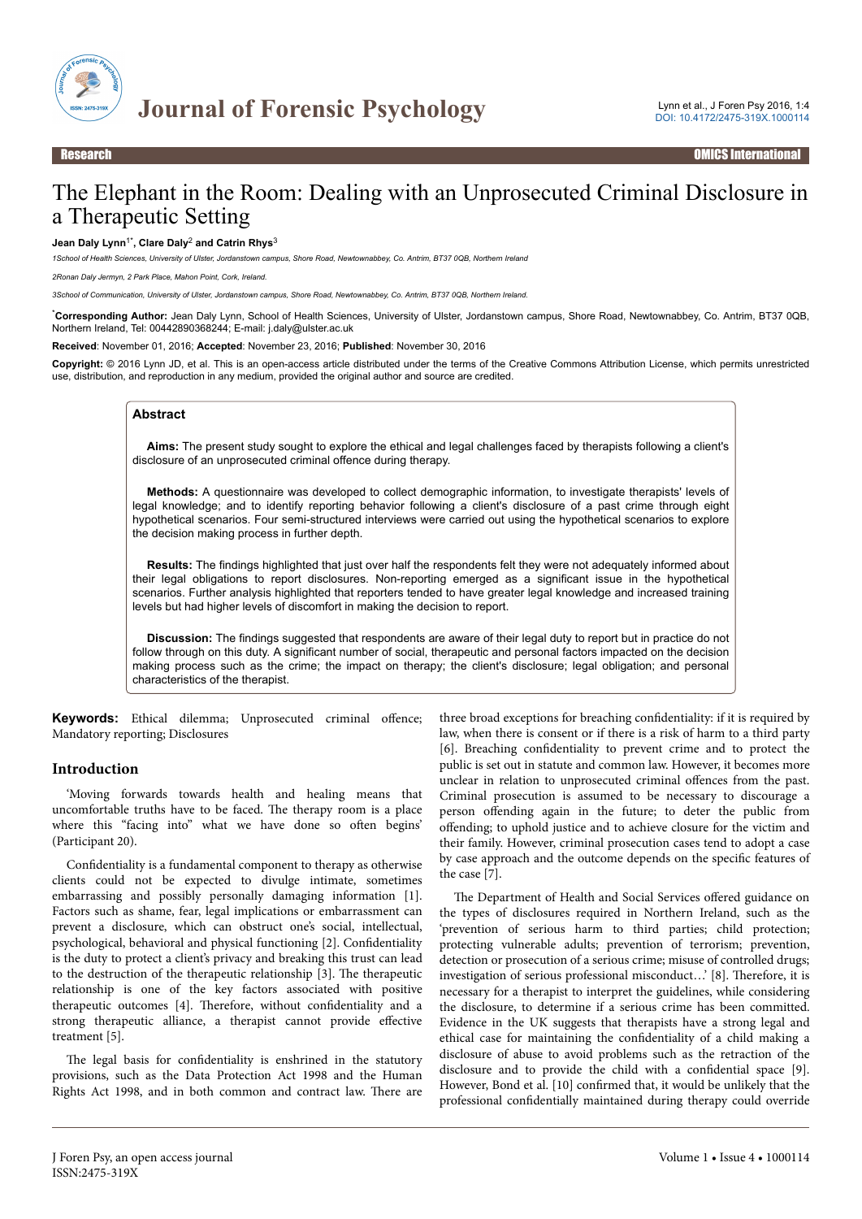Research

# The Elephant in the Room: Dealing with an Unprosecuted Criminal Disclosure in a Therapeutic Setting

**Jean Daly Lynn[1*], Clare Daly[2] and Catrin Rhys[3]**

*1School of Health Sciences, University of Ulster, Jordanstown campus, Shore Road, Newtownabbey, Co. Antrim, BT37 0QB, Northern Ireland*

*2Ronan Daly Jermyn, 2 Park Place, Mahon Point, Cork, Ireland.*

*3School of Communication, University of Ulster, Jordanstown campus, Shore Road, Newtownabbey, Co. Antrim, BT37 0QB, Northern Ireland.*

[*]**Corresponding Author:** Jean Daly Lynn, School of Health Sciences, University of Ulster, Jordanstown campus, Shore Road, Newtownabbey, Co. Antrim, BT37 0QB, Northern Ireland, Tel: 00442890368244; E-mail: j.daly@ulster.ac.uk

**Received**: November 01, 2016; **Accepted**: November 23, 2016; **Published**: November 30, 2016

**Copyright:** © 2016 Lynn JD, et al. This is an open-access article distributed under the terms of the Creative Commons Attribution License, which permits unrestricted use, distribution, and reproduction in any medium, provided the original author and source are credited.

## Abstract

**Aims:** The present study sought to explore the ethical and legal challenges faced by therapists following a client's disclosure of an unprosecuted criminal offence during therapy.

**Methods:** A questionnaire was developed to collect demographic information, to investigate therapists' levels of legal knowledge; and to identify reporting behavior following a client's disclosure of a past crime through eight hypothetical scenarios. Four semi-structured interviews were carried out using the hypothetical scenarios to explore the decision making process in further depth.

**Results:** The findings highlighted that just over half the respondents felt they were not adequately informed about their legal obligations to report disclosures. Non-reporting emerged as a significant issue in the hypothetical scenarios. Further analysis highlighted that reporters tended to have greater legal knowledge and increased training levels but had higher levels of discomfort in making the decision to report.

**Discussion:** The findings suggested that respondents are aware of their legal duty to report but in practice do not follow through on this duty. A significant number of social, therapeutic and personal factors impacted on the decision making process such as the crime; the impact on therapy; the client's disclosure; legal obligation; and personal characteristics of the therapist.

**Keywords:** Ethical dilemma; Unprosecuted criminal offence; Mandatory reporting; Disclosures

## Introduction

'Moving forwards towards health and healing means that uncomfortable truths have to be faced. The therapy room is a place where this "facing into" what we have done so often begins' (Participant 20).

Confidentiality is a fundamental component to therapy as otherwise clients could not be expected to divulge intimate, sometimes embarrassing and possibly personally damaging information [1]. Factors such as shame, fear, legal implications or embarrassment can prevent a disclosure, which can obstruct one's social, intellectual, psychological, behavioral and physical functioning [2]. Confidentiality is the duty to protect a client's privacy and breaking this trust can lead to the destruction of the therapeutic relationship [3]. The therapeutic relationship is one of the key factors associated with positive therapeutic outcomes [4]. Therefore, without confidentiality and a strong therapeutic alliance, a therapist cannot provide effective treatment [5].

The legal basis for confidentiality is enshrined in the statutory provisions, such as the Data Protection Act 1998 and the Human Rights Act 1998, and in both common and contract law. There are three broad exceptions for breaching confidentiality: if it is required by law, when there is consent or if there is a risk of harm to a third party [6]. Breaching confidentiality to prevent crime and to protect the public is set out in statute and common law. However, it becomes more unclear in relation to unprosecuted criminal offences from the past. Criminal prosecution is assumed to be necessary to discourage a person offending again in the future; to deter the public from offending; to uphold justice and to achieve closure for the victim and their family. However, criminal prosecution cases tend to adopt a case by case approach and the outcome depends on the specific features of the case [7].

The Department of Health and Social Services offered guidance on the types of disclosures required in Northern Ireland, such as the 'prevention of serious harm to third parties; child protection; protecting vulnerable adults; prevention of terrorism; prevention, detection or prosecution of a serious crime; misuse of controlled drugs; investigation of serious professional misconduct…' [8]. Therefore, it is necessary for a therapist to interpret the guidelines, while considering the disclosure, to determine if a serious crime has been committed. Evidence in the UK suggests that therapists have a strong legal and ethical case for maintaining the confidentiality of a child making a disclosure of abuse to avoid problems such as the retraction of the disclosure and to provide the child with a confidential space [9]. However, Bond et al. [10] confirmed that, it would be unlikely that the professional confidentially maintained during therapy could override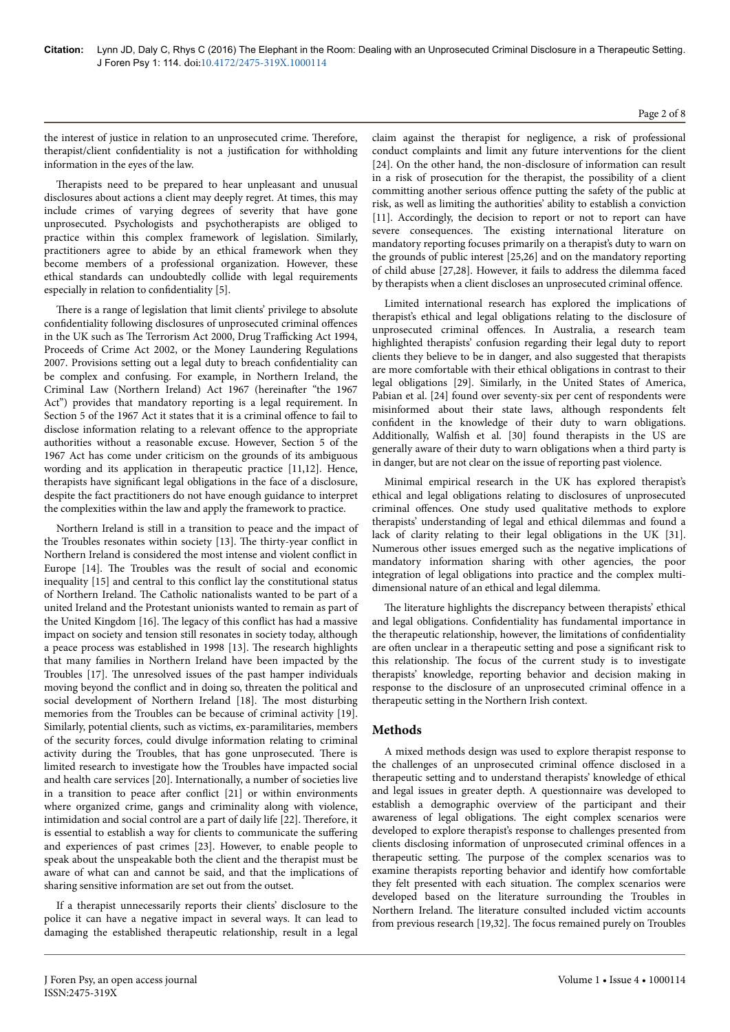the interest of justice in relation to an unprosecuted crime. Therefore, therapist/client confidentiality is not a justification for withholding information in the eyes of the law.

Therapists need to be prepared to hear unpleasant and unusual disclosures about actions a client may deeply regret. At times, this may include crimes of varying degrees of severity that have gone unprosecuted. Psychologists and psychotherapists are obliged to practice within this complex framework of legislation. Similarly, practitioners agree to abide by an ethical framework when they become members of a professional organization. However, these ethical standards can undoubtedly collide with legal requirements especially in relation to confidentiality [5].

There is a range of legislation that limit clients' privilege to absolute confidentiality following disclosures of unprosecuted criminal offences in the UK such as The Terrorism Act 2000, Drug Trafficking Act 1994, Proceeds of Crime Act 2002, or the Money Laundering Regulations 2007. Provisions setting out a legal duty to breach confidentiality can be complex and confusing. For example, in Northern Ireland, the Criminal Law (Northern Ireland) Act 1967 (hereinafter "the 1967 Act") provides that mandatory reporting is a legal requirement. In Section 5 of the 1967 Act it states that it is a criminal offence to fail to disclose information relating to a relevant offence to the appropriate authorities without a reasonable excuse. However, Section 5 of the 1967 Act has come under criticism on the grounds of its ambiguous wording and its application in therapeutic practice [11,12]. Hence, therapists have significant legal obligations in the face of a disclosure, despite the fact practitioners do not have enough guidance to interpret the complexities within the law and apply the framework to practice.

Northern Ireland is still in a transition to peace and the impact of the Troubles resonates within society [13]. The thirty-year conflict in Northern Ireland is considered the most intense and violent conflict in Europe [14]. The Troubles was the result of social and economic inequality [15] and central to this conflict lay the constitutional status of Northern Ireland. The Catholic nationalists wanted to be part of a united Ireland and the Protestant unionists wanted to remain as part of the United Kingdom [16]. The legacy of this conflict has had a massive impact on society and tension still resonates in society today, although a peace process was established in 1998 [13]. The research highlights that many families in Northern Ireland have been impacted by the Troubles [17]. The unresolved issues of the past hamper individuals moving beyond the conflict and in doing so, threaten the political and social development of Northern Ireland [18]. The most disturbing memories from the Troubles can be because of criminal activity [19]. Similarly, potential clients, such as victims, ex-paramilitaries, members of the security forces, could divulge information relating to criminal activity during the Troubles, that has gone unprosecuted. There is limited research to investigate how the Troubles have impacted social and health care services [20]. Internationally, a number of societies live in a transition to peace after conflict [21] or within environments where organized crime, gangs and criminality along with violence, intimidation and social control are a part of daily life [22]. Therefore, it is essential to establish a way for clients to communicate the suffering and experiences of past crimes [23]. However, to enable people to speak about the unspeakable both the client and the therapist must be aware of what can and cannot be said, and that the implications of sharing sensitive information are set out from the outset.

If a therapist unnecessarily reports their clients' disclosure to the police it can have a negative impact in several ways. It can lead to damaging the established therapeutic relationship, result in a legal claim against the therapist for negligence, a risk of professional conduct complaints and limit any future interventions for the client [24]. On the other hand, the non-disclosure of information can result in a risk of prosecution for the therapist, the possibility of a client committing another serious offence putting the safety of the public at risk, as well as limiting the authorities' ability to establish a conviction [11]. Accordingly, the decision to report or not to report can have severe consequences. The existing international literature on mandatory reporting focuses primarily on a therapist's duty to warn on the grounds of public interest [25,26] and on the mandatory reporting of child abuse [27,28]. However, it fails to address the dilemma faced by therapists when a client discloses an unprosecuted criminal offence.

Limited international research has explored the implications of therapist's ethical and legal obligations relating to the disclosure of unprosecuted criminal offences. In Australia, a research team highlighted therapists' confusion regarding their legal duty to report clients they believe to be in danger, and also suggested that therapists are more comfortable with their ethical obligations in contrast to their legal obligations [29]. Similarly, in the United States of America, Pabian et al. [24] found over seventy-six per cent of respondents were misinformed about their state laws, although respondents felt confident in the knowledge of their duty to warn obligations. Additionally, Walfish et al. [30] found therapists in the US are generally aware of their duty to warn obligations when a third party is in danger, but are not clear on the issue of reporting past violence.

Minimal empirical research in the UK has explored therapist's ethical and legal obligations relating to disclosures of unprosecuted criminal offences. One study used qualitative methods to explore therapists' understanding of legal and ethical dilemmas and found a lack of clarity relating to their legal obligations in the UK [31]. Numerous other issues emerged such as the negative implications of mandatory information sharing with other agencies, the poor integration of legal obligations into practice and the complex multi-dimensional nature of an ethical and legal dilemma.

The literature highlights the discrepancy between therapists' ethical and legal obligations. Confidentiality has fundamental importance in the therapeutic relationship, however, the limitations of confidentiality are often unclear in a therapeutic setting and pose a significant risk to this relationship. The focus of the current study is to investigate therapists' knowledge, reporting behavior and decision making in response to the disclosure of an unprosecuted criminal offence in a therapeutic setting in the Northern Irish context.

## Methods

A mixed methods design was used to explore therapist response to the challenges of an unprosecuted criminal offence disclosed in a therapeutic setting and to understand therapists' knowledge of ethical and legal issues in greater depth. A questionnaire was developed to establish a demographic overview of the participant and their awareness of legal obligations. The eight complex scenarios were developed to explore therapist's response to challenges presented from clients disclosing information of unprosecuted criminal offences in a therapeutic setting. The purpose of the complex scenarios was to examine therapists reporting behavior and identify how comfortable they felt presented with each situation. The complex scenarios were developed based on the literature surrounding the Troubles in Northern Ireland. The literature consulted included victim accounts from previous research [19,32]. The focus remained purely on Troubles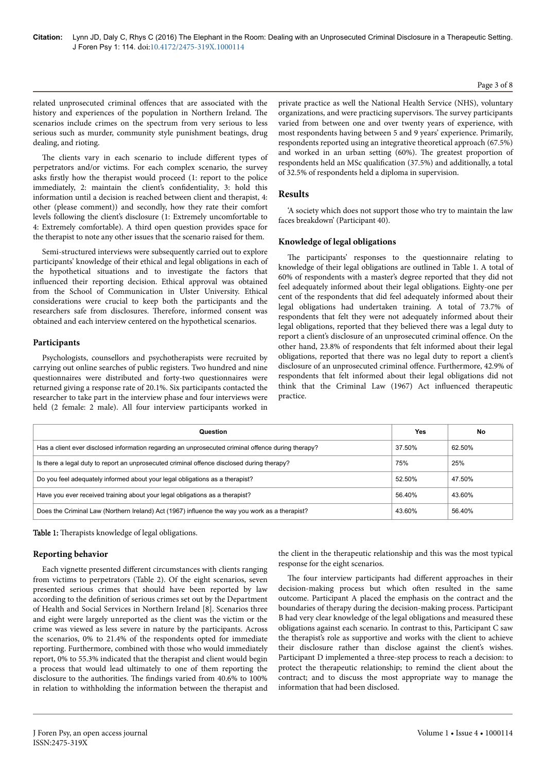related unprosecuted criminal offences that are associated with the history and experiences of the population in Northern Ireland. The scenarios include crimes on the spectrum from very serious to less serious such as murder, community style punishment beatings, drug dealing, and rioting.

The clients vary in each scenario to include different types of perpetrators and/or victims. For each complex scenario, the survey asks firstly how the therapist would proceed (1: report to the police immediately, 2: maintain the client's confidentiality, 3: hold this information until a decision is reached between client and therapist, 4: other (please comment)) and secondly, how they rate their comfort levels following the client's disclosure (1: Extremely uncomfortable to 4: Extremely comfortable). A third open question provides space for the therapist to note any other issues that the scenario raised for them.

Semi-structured interviews were subsequently carried out to explore participants' knowledge of their ethical and legal obligations in each of the hypothetical situations and to investigate the factors that influenced their reporting decision. Ethical approval was obtained from the School of Communication in Ulster University. Ethical considerations were crucial to keep both the participants and the researchers safe from disclosures. Therefore, informed consent was obtained and each interview centered on the hypothetical scenarios.

### Participants

Psychologists, counsellors and psychotherapists were recruited by carrying out online searches of public registers. Two hundred and nine questionnaires were distributed and forty-two questionnaires were returned giving a response rate of 20.1%. Six participants contacted the researcher to take part in the interview phase and four interviews were held (2 female: 2 male). All four interview participants worked in private practice as well the National Health Service (NHS), voluntary organizations, and were practicing supervisors. The survey participants varied from between one and over twenty years of experience, with most respondents having between 5 and 9 years' experience. Primarily, respondents reported using an integrative theoretical approach (67.5%) and worked in an urban setting (60%). The greatest proportion of respondents held an MSc qualification (37.5%) and additionally, a total of 32.5% of respondents held a diploma in supervision.

## Results

'A society which does not support those who try to maintain the law faces breakdown' (Participant 40).

### Knowledge of legal obligations

The participants' responses to the questionnaire relating to knowledge of their legal obligations are outlined in Table 1. A total of 60% of respondents with a master's degree reported that they did not feel adequately informed about their legal obligations. Eighty-one per cent of the respondents that did feel adequately informed about their legal obligations had undertaken training. A total of 73.7% of respondents that felt they were not adequately informed about their legal obligations, reported that they believed there was a legal duty to report a client's disclosure of an unprosecuted criminal offence. On the other hand, 23.8% of respondents that felt informed about their legal obligations, reported that there was no legal duty to report a client's disclosure of an unprosecuted criminal offence. Furthermore, 42.9% of respondents that felt informed about their legal obligations did not think that the Criminal Law (1967) Act influenced therapeutic practice.

| Question | Yes | No |
|---|---|---|
| Has a client ever disclosed information regarding an unprosecuted criminal offence during therapy? | 37.50% | 62.50% |
| Is there a legal duty to report an unprosecuted criminal offence disclosed during therapy? | 75% | 25% |
| Do you feel adequately informed about your legal obligations as a therapist? | 52.50% | 47.50% |
| Have you ever received training about your legal obligations as a therapist? | 56.40% | 43.60% |
| Does the Criminal Law (Northern Ireland) Act (1967) influence the way you work as a therapist? | 43.60% | 56.40% |

**Table 1:** Therapists knowledge of legal obligations.

### Reporting behavior

Each vignette presented different circumstances with clients ranging from victims to perpetrators (Table 2). Of the eight scenarios, seven presented serious crimes that should have been reported by law according to the definition of serious crimes set out by the Department of Health and Social Services in Northern Ireland [8]. Scenarios three and eight were largely unreported as the client was the victim or the crime was viewed as less severe in nature by the participants. Across the scenarios, 0% to 21.4% of the respondents opted for immediate reporting. Furthermore, combined with those who would immediately report, 0% to 55.3% indicated that the therapist and client would begin a process that would lead ultimately to one of them reporting the disclosure to the authorities. The findings varied from 40.6% to 100% in relation to withholding the information between the therapist and the client in the therapeutic relationship and this was the most typical response for the eight scenarios.

The four interview participants had different approaches in their decision-making process but which often resulted in the same outcome. Participant A placed the emphasis on the contract and the boundaries of therapy during the decision-making process. Participant B had very clear knowledge of the legal obligations and measured these obligations against each scenario. In contrast to this, Participant C saw the therapist's role as supportive and works with the client to achieve their disclosure rather than disclose against the client's wishes. Participant D implemented a three-step process to reach a decision: to protect the therapeutic relationship; to remind the client about the contract; and to discuss the most appropriate way to manage the information that had been disclosed.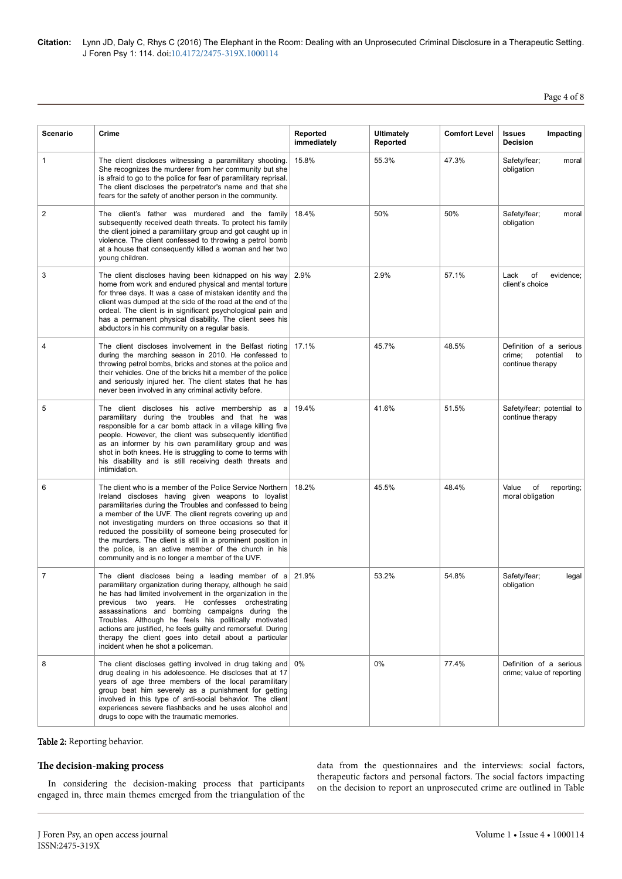| Scenario | Crime | Reported immediately | Ultimately Reported | Comfort Level | Issues Impacting Decision |
|---|---|---|---|---|---|
| 1 | The client discloses witnessing a paramilitary shooting. She recognizes the murderer from her community but she is afraid to go to the police for fear of paramilitary reprisal. The client discloses the perpetrator's name and that she fears for the safety of another person in the community. | 15.8% | 55.3% | 47.3% | Safety/fear; moral obligation |
| 2 | The client's father was murdered and the family subsequently received death threats. To protect his family the client joined a paramilitary group and got caught up in violence. The client confessed to throwing a petrol bomb at a house that consequently killed a woman and her two young children. | 18.4% | 50% | 50% | Safety/fear; moral obligation |
| 3 | The client discloses having been kidnapped on his way home from work and endured physical and mental torture for three days. It was a case of mistaken identity and the client was dumped at the side of the road at the end of the ordeal. The client is in significant psychological pain and has a permanent physical disability. The client sees his abductors in his community on a regular basis. | 2.9% | 2.9% | 57.1% | Lack of evidence; client's choice |
| 4 | The client discloses involvement in the Belfast rioting during the marching season in 2010. He confessed to throwing petrol bombs, bricks and stones at the police and their vehicles. One of the bricks hit a member of the police and seriously injured her. The client states that he has never been involved in any criminal activity before. | 17.1% | 45.7% | 48.5% | Definition of a serious crime; potential to continue therapy |
| 5 | The client discloses his active membership as a paramilitary during the troubles and that he was responsible for a car bomb attack in a village killing five people. However, the client was subsequently identified as an informer by his own paramilitary group and was shot in both knees. He is struggling to come to terms with his disability and is still receiving death threats and intimidation. | 19.4% | 41.6% | 51.5% | Safety/fear; potential to continue therapy |
| 6 | The client who is a member of the Police Service Northern Ireland discloses having given weapons to loyalist paramilitaries during the Troubles and confessed to being a member of the UVF. The client regrets covering up and not investigating murders on three occasions so that it reduced the possibility of someone being prosecuted for the murders. The client is still in a prominent position in the police, is an active member of the church in his community and is no longer a member of the UVF. | 18.2% | 45.5% | 48.4% | Value of reporting; moral obligation |
| 7 | The client discloses being a leading member of a paramilitary organization during therapy, although he said he has had limited involvement in the organization in the previous two years. He confesses orchestrating assassinations and bombing campaigns during the Troubles. Although he feels his politically motivated actions are justified, he feels guilty and remorseful. During therapy the client goes into detail about a particular incident when he shot a policeman. | 21.9% | 53.2% | 54.8% | Safety/fear; legal obligation |
| 8 | The client discloses getting involved in drug taking and drug dealing in his adolescence. He discloses that at 17 years of age three members of the local paramilitary group beat him severely as a punishment for getting involved in this type of anti-social behavior. The client experiences severe flashbacks and he uses alcohol and drugs to cope with the traumatic memories. | 0% | 0% | 77.4% | Definition of a serious crime; value of reporting |

**Table 2:** Reporting behavior.

### The decision-making process

In considering the decision-making process that participants engaged in, three main themes emerged from the triangulation of the data from the questionnaires and the interviews: social factors, therapeutic factors and personal factors. The social factors impacting on the decision to report an unprosecuted crime are outlined in Table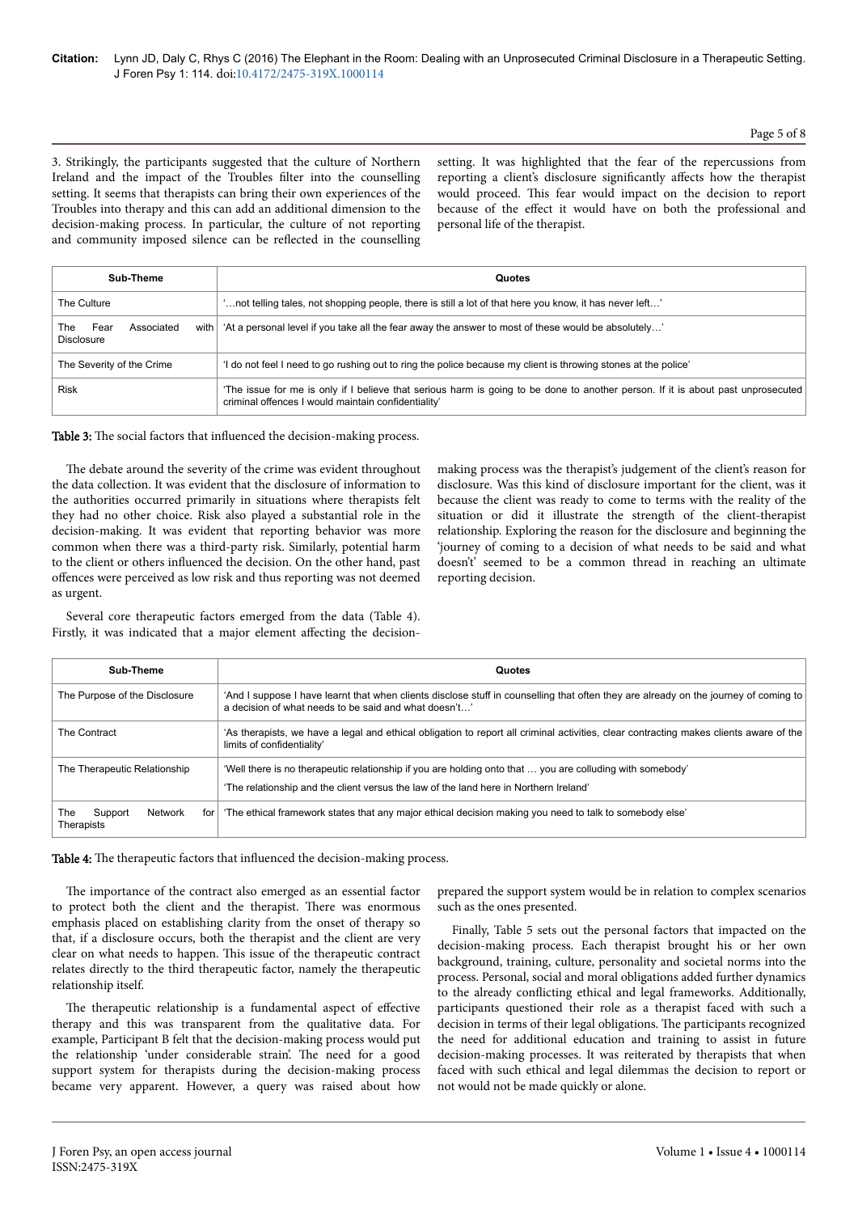3. Strikingly, the participants suggested that the culture of Northern Ireland and the impact of the Troubles filter into the counselling setting. It seems that therapists can bring their own experiences of the Troubles into therapy and this can add an additional dimension to the decision-making process. In particular, the culture of not reporting and community imposed silence can be reflected in the counselling setting. It was highlighted that the fear of the repercussions from reporting a client's disclosure significantly affects how the therapist would proceed. This fear would impact on the decision to report because of the effect it would have on both the professional and personal life of the therapist.

| Sub-Theme | Quotes |
| --- | --- |
| The Culture | '…not telling tales, not shopping people, there is still a lot of that here you know, it has never left…' |
| The Fear Associated with Disclosure | 'At a personal level if you take all the fear away the answer to most of these would be absolutely…' |
| The Severity of the Crime | 'I do not feel I need to go rushing out to ring the police because my client is throwing stones at the police' |
| Risk | 'The issue for me is only if I believe that serious harm is going to be done to another person. If it is about past unprosecuted criminal offences I would maintain confidentiality' |

**Table 3:** The social factors that influenced the decision-making process.

The debate around the severity of the crime was evident throughout the data collection. It was evident that the disclosure of information to the authorities occurred primarily in situations where therapists felt they had no other choice. Risk also played a substantial role in the decision-making. It was evident that reporting behavior was more common when there was a third-party risk. Similarly, potential harm to the client or others influenced the decision. On the other hand, past offences were perceived as low risk and thus reporting was not deemed as urgent.

Several core therapeutic factors emerged from the data (Table 4). Firstly, it was indicated that a major element affecting the decision-making process was the therapist's judgement of the client's reason for disclosure. Was this kind of disclosure important for the client, was it because the client was ready to come to terms with the reality of the situation or did it illustrate the strength of the client-therapist relationship. Exploring the reason for the disclosure and beginning the 'journey of coming to a decision of what needs to be said and what doesn't' seemed to be a common thread in reaching an ultimate reporting decision.

| Sub-Theme | Quotes |
| --- | --- |
| The Purpose of the Disclosure | 'And I suppose I have learnt that when clients disclose stuff in counselling that often they are already on the journey of coming to a decision of what needs to be said and what doesn't…' |
| The Contract | 'As therapists, we have a legal and ethical obligation to report all criminal activities, clear contracting makes clients aware of the limits of confidentiality' |
| The Therapeutic Relationship | 'Well there is no therapeutic relationship if you are holding onto that … you are colluding with somebody'<br>'The relationship and the client versus the law of the land here in Northern Ireland' |
| The Support Network for Therapists | 'The ethical framework states that any major ethical decision making you need to talk to somebody else' |

**Table 4:** The therapeutic factors that influenced the decision-making process.

The importance of the contract also emerged as an essential factor to protect both the client and the therapist. There was enormous emphasis placed on establishing clarity from the onset of therapy so that, if a disclosure occurs, both the therapist and the client are very clear on what needs to happen. This issue of the therapeutic contract relates directly to the third therapeutic factor, namely the therapeutic relationship itself.

The therapeutic relationship is a fundamental aspect of effective therapy and this was transparent from the qualitative data. For example, Participant B felt that the decision-making process would put the relationship 'under considerable strain'. The need for a good support system for therapists during the decision-making process became very apparent. However, a query was raised about how prepared the support system would be in relation to complex scenarios such as the ones presented.

Finally, Table 5 sets out the personal factors that impacted on the decision-making process. Each therapist brought his or her own background, training, culture, personality and societal norms into the process. Personal, social and moral obligations added further dynamics to the already conflicting ethical and legal frameworks. Additionally, participants questioned their role as a therapist faced with such a decision in terms of their legal obligations. The participants recognized the need for additional education and training to assist in future decision-making processes. It was reiterated by therapists that when faced with such ethical and legal dilemmas the decision to report or not would not be made quickly or alone.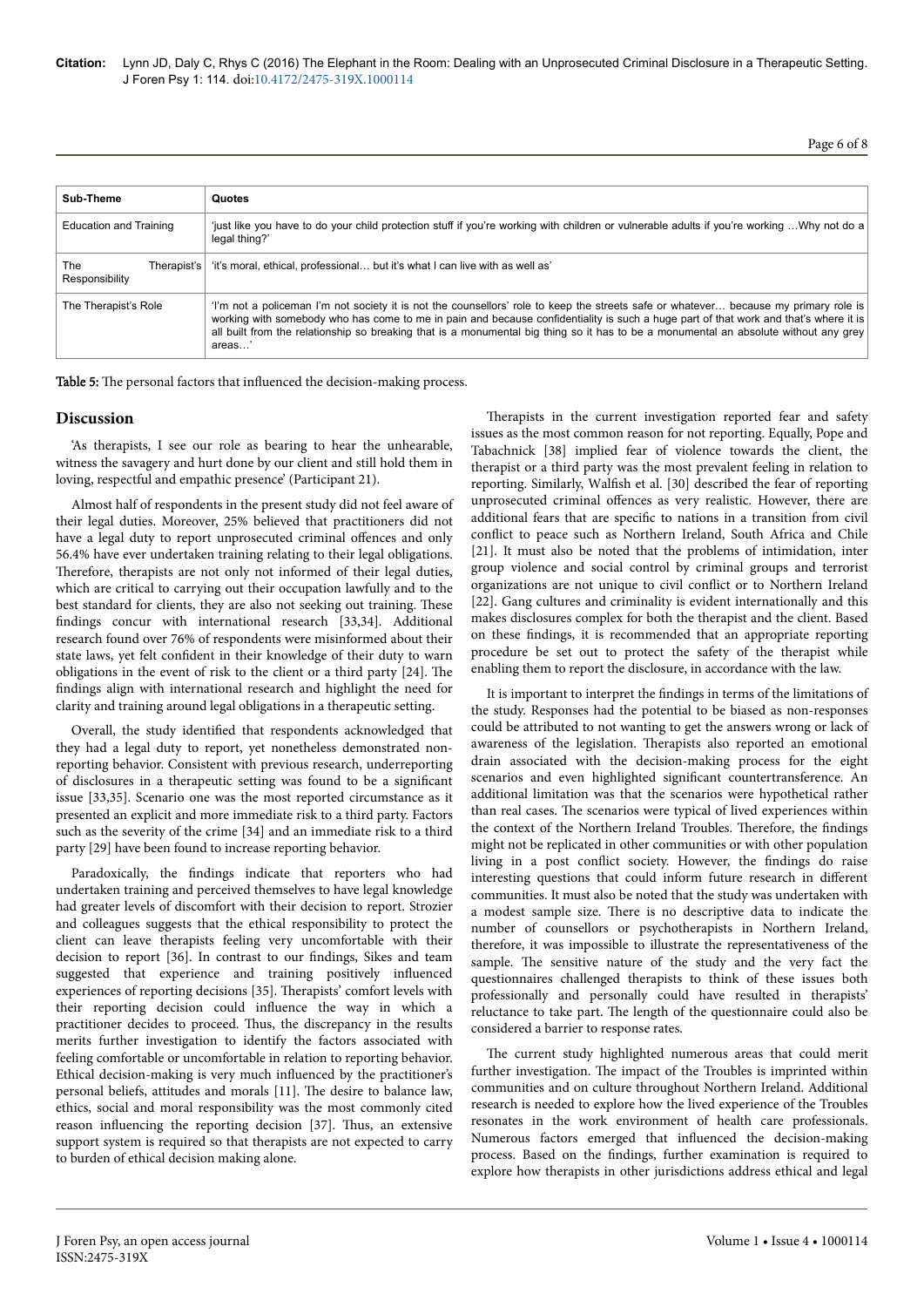| Sub-Theme | Quotes |
|---|---|
| Education and Training | 'just like you have to do your child protection stuff if you're working with children or vulnerable adults if you're working …Why not do a legal thing?' |
| The Therapist's Responsibility | 'it's moral, ethical, professional… but it's what I can live with as well as' |
| The Therapist's Role | 'I'm not a policeman I'm not society it is not the counsellors' role to keep the streets safe or whatever… because my primary role is working with somebody who has come to me in pain and because confidentiality is such a huge part of that work and that's where it is all built from the relationship so breaking that is a monumental big thing so it has to be a monumental an absolute without any grey areas…' |

**Table 5:** The personal factors that influenced the decision-making process.

## Discussion

'As therapists, I see our role as bearing to hear the unhearable, witness the savagery and hurt done by our client and still hold them in loving, respectful and empathic presence' (Participant 21).

Almost half of respondents in the present study did not feel aware of their legal duties. Moreover, 25% believed that practitioners did not have a legal duty to report unprosecuted criminal offences and only 56.4% have ever undertaken training relating to their legal obligations. Therefore, therapists are not only not informed of their legal duties, which are critical to carrying out their occupation lawfully and to the best standard for clients, they are also not seeking out training. These findings concur with international research [33,34]. Additional research found over 76% of respondents were misinformed about their state laws, yet felt confident in their knowledge of their duty to warn obligations in the event of risk to the client or a third party [24]. The findings align with international research and highlight the need for clarity and training around legal obligations in a therapeutic setting.

Overall, the study identified that respondents acknowledged that they had a legal duty to report, yet nonetheless demonstrated non-reporting behavior. Consistent with previous research, underreporting of disclosures in a therapeutic setting was found to be a significant issue [33,35]. Scenario one was the most reported circumstance as it presented an explicit and more immediate risk to a third party. Factors such as the severity of the crime [34] and an immediate risk to a third party [29] have been found to increase reporting behavior.

Paradoxically, the findings indicate that reporters who had undertaken training and perceived themselves to have legal knowledge had greater levels of discomfort with their decision to report. Strozier and colleagues suggests that the ethical responsibility to protect the client can leave therapists feeling very uncomfortable with their decision to report [36]. In contrast to our findings, Sikes and team suggested that experience and training positively influenced experiences of reporting decisions [35]. Therapists' comfort levels with their reporting decision could influence the way in which a practitioner decides to proceed. Thus, the discrepancy in the results merits further investigation to identify the factors associated with feeling comfortable or uncomfortable in relation to reporting behavior. Ethical decision-making is very much influenced by the practitioner's personal beliefs, attitudes and morals [11]. The desire to balance law, ethics, social and moral responsibility was the most commonly cited reason influencing the reporting decision [37]. Thus, an extensive support system is required so that therapists are not expected to carry to burden of ethical decision making alone.

Therapists in the current investigation reported fear and safety issues as the most common reason for not reporting. Equally, Pope and Tabachnick [38] implied fear of violence towards the client, the therapist or a third party was the most prevalent feeling in relation to reporting. Similarly, Walfish et al. [30] described the fear of reporting unprosecuted criminal offences as very realistic. However, there are additional fears that are specific to nations in a transition from civil conflict to peace such as Northern Ireland, South Africa and Chile [21]. It must also be noted that the problems of intimidation, inter group violence and social control by criminal groups and terrorist organizations are not unique to civil conflict or to Northern Ireland [22]. Gang cultures and criminality is evident internationally and this makes disclosures complex for both the therapist and the client. Based on these findings, it is recommended that an appropriate reporting procedure be set out to protect the safety of the therapist while enabling them to report the disclosure, in accordance with the law.

It is important to interpret the findings in terms of the limitations of the study. Responses had the potential to be biased as non-responses could be attributed to not wanting to get the answers wrong or lack of awareness of the legislation. Therapists also reported an emotional drain associated with the decision-making process for the eight scenarios and even highlighted significant countertransference. An additional limitation was that the scenarios were hypothetical rather than real cases. The scenarios were typical of lived experiences within the context of the Northern Ireland Troubles. Therefore, the findings might not be replicated in other communities or with other population living in a post conflict society. However, the findings do raise interesting questions that could inform future research in different communities. It must also be noted that the study was undertaken with a modest sample size. There is no descriptive data to indicate the number of counsellors or psychotherapists in Northern Ireland, therefore, it was impossible to illustrate the representativeness of the sample. The sensitive nature of the study and the very fact the questionnaires challenged therapists to think of these issues both professionally and personally could have resulted in therapists' reluctance to take part. The length of the questionnaire could also be considered a barrier to response rates.

The current study highlighted numerous areas that could merit further investigation. The impact of the Troubles is imprinted within communities and on culture throughout Northern Ireland. Additional research is needed to explore how the lived experience of the Troubles resonates in the work environment of health care professionals. Numerous factors emerged that influenced the decision-making process. Based on the findings, further examination is required to explore how therapists in other jurisdictions address ethical and legal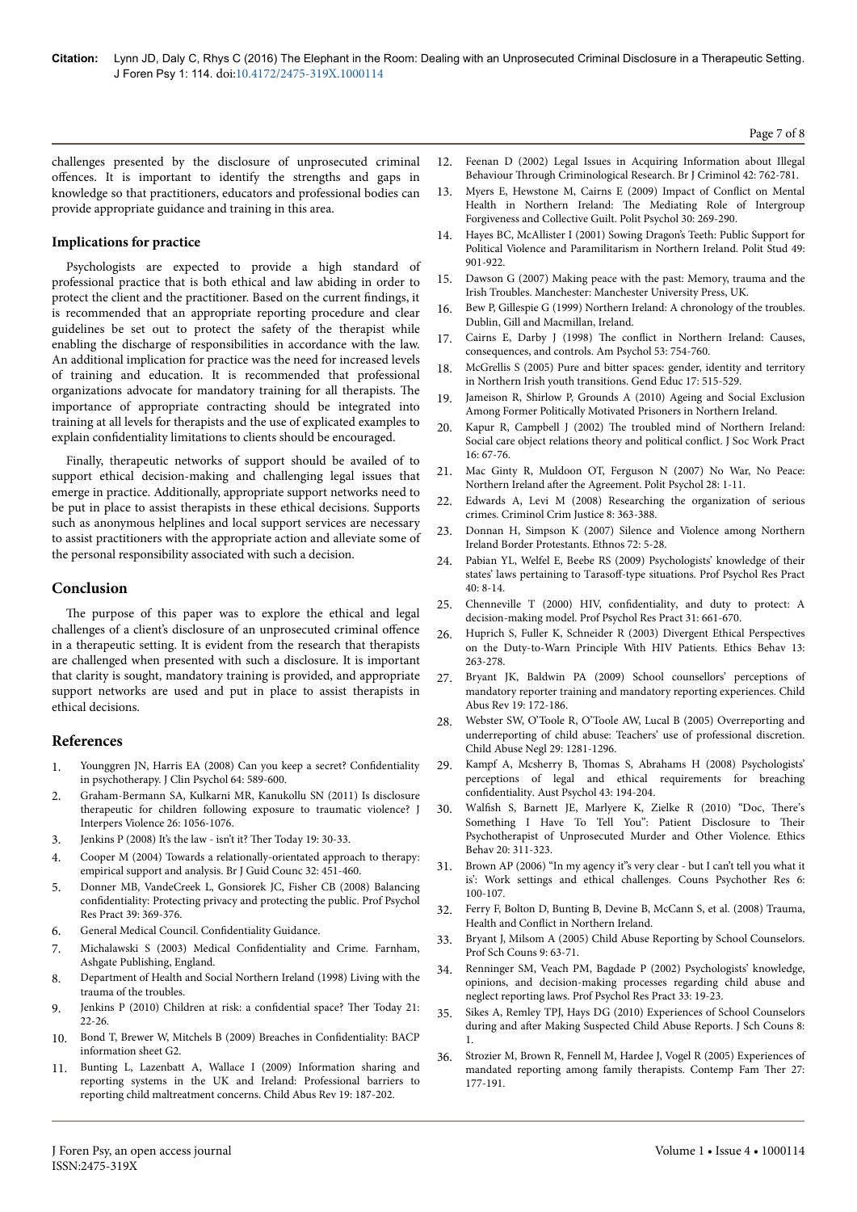challenges presented by the disclosure of unprosecuted criminal offences. It is important to identify the strengths and gaps in knowledge so that practitioners, educators and professional bodies can provide appropriate guidance and training in this area.

### Implications for practice

Psychologists are expected to provide a high standard of professional practice that is both ethical and law abiding in order to protect the client and the practitioner. Based on the current findings, it is recommended that an appropriate reporting procedure and clear guidelines be set out to protect the safety of the therapist while enabling the discharge of responsibilities in accordance with the law. An additional implication for practice was the need for increased levels of training and education. It is recommended that professional organizations advocate for mandatory training for all therapists. The importance of appropriate contracting should be integrated into training at all levels for therapists and the use of explicated examples to explain confidentiality limitations to clients should be encouraged.

Finally, therapeutic networks of support should be availed of to support ethical decision-making and challenging legal issues that emerge in practice. Additionally, appropriate support networks need to be put in place to assist therapists in these ethical decisions. Supports such as anonymous helplines and local support services are necessary to assist practitioners with the appropriate action and alleviate some of the personal responsibility associated with such a decision.

## Conclusion

The purpose of this paper was to explore the ethical and legal challenges of a client's disclosure of an unprosecuted criminal offence in a therapeutic setting. It is evident from the research that therapists are challenged when presented with such a disclosure. It is important that clarity is sought, mandatory training is provided, and appropriate support networks are used and put in place to assist therapists in ethical decisions.

## References

1. Younggren JN, Harris EA (2008) Can you keep a secret? Confidentiality in psychotherapy. J Clin Psychol 64: 589-600.
2. Graham-Bermann SA, Kulkarni MR, Kanukollu SN (2011) Is disclosure therapeutic for children following exposure to traumatic violence? J Interpers Violence 26: 1056-1076.
3. Jenkins P (2008) It's the law - isn't it? Ther Today 19: 30-33.
4. Cooper M (2004) Towards a relationally-orientated approach to therapy: empirical support and analysis. Br J Guid Counc 32: 451-460.
5. Donner MB, VandeCreek L, Gonsiorek JC, Fisher CB (2008) Balancing confidentiality: Protecting privacy and protecting the public. Prof Psychol Res Pract 39: 369-376.
6. General Medical Council. Confidentiality Guidance.
7. Michalawski S (2003) Medical Confidentiality and Crime. Farnham, Ashgate Publishing, England.
8. Department of Health and Social Northern Ireland (1998) Living with the trauma of the troubles.
9. Jenkins P (2010) Children at risk: a confidential space? Ther Today 21: 22-26.
10. Bond T, Brewer W, Mitchels B (2009) Breaches in Confidentiality: BACP information sheet G2.
11. Bunting L, Lazenbatt A, Wallace I (2009) Information sharing and reporting systems in the UK and Ireland: Professional barriers to reporting child maltreatment concerns. Child Abus Rev 19: 187-202.
12. Feenan D (2002) Legal Issues in Acquiring Information about Illegal Behaviour Through Criminological Research. Br J Criminol 42: 762-781.
13. Myers E, Hewstone M, Cairns E (2009) Impact of Conflict on Mental Health in Northern Ireland: The Mediating Role of Intergroup Forgiveness and Collective Guilt. Polit Psychol 30: 269-290.
14. Hayes BC, McAllister I (2001) Sowing Dragon's Teeth: Public Support for Political Violence and Paramilitarism in Northern Ireland. Polit Stud 49: 901-922.
15. Dawson G (2007) Making peace with the past: Memory, trauma and the Irish Troubles. Manchester: Manchester University Press, UK.
16. Bew P, Gillespie G (1999) Northern Ireland: A chronology of the troubles. Dublin, Gill and Macmillan, Ireland.
17. Cairns E, Darby J (1998) The conflict in Northern Ireland: Causes, consequences, and controls. Am Psychol 53: 754-760.
18. McGrellis S (2005) Pure and bitter spaces: gender, identity and territory in Northern Irish youth transitions. Gend Educ 17: 515-529.
19. Jameison R, Shirlow P, Grounds A (2010) Ageing and Social Exclusion Among Former Politically Motivated Prisoners in Northern Ireland.
20. Kapur R, Campbell J (2002) The troubled mind of Northern Ireland: Social care object relations theory and political conflict. J Soc Work Pract 16: 67-76.
21. Mac Ginty R, Muldoon OT, Ferguson N (2007) No War, No Peace: Northern Ireland after the Agreement. Polit Psychol 28: 1-11.
22. Edwards A, Levi M (2008) Researching the organization of serious crimes. Criminol Crim Justice 8: 363-388.
23. Donnan H, Simpson K (2007) Silence and Violence among Northern Ireland Border Protestants. Ethnos 72: 5-28.
24. Pabian YL, Welfel E, Beebe RS (2009) Psychologists' knowledge of their states' laws pertaining to Tarasoff-type situations. Prof Psychol Res Pract 40: 8-14.
25. Chenneville T (2000) HIV, confidentiality, and duty to protect: A decision-making model. Prof Psychol Res Pract 31: 661-670.
26. Huprich S, Fuller K, Schneider R (2003) Divergent Ethical Perspectives on the Duty-to-Warn Principle With HIV Patients. Ethics Behav 13: 263-278.
27. Bryant JK, Baldwin PA (2009) School counsellors' perceptions of mandatory reporter training and mandatory reporting experiences. Child Abus Rev 19: 172-186.
28. Webster SW, O'Toole R, O'Toole AW, Lucal B (2005) Overreporting and underreporting of child abuse: Teachers' use of professional discretion. Child Abuse Negl 29: 1281-1296.
29. Kampf A, Mcsherry B, Thomas S, Abrahams H (2008) Psychologists' perceptions of legal and ethical requirements for breaching confidentiality. Aust Psychol 43: 194-204.
30. Walfish S, Barnett JE, Marlyere K, Zielke R (2010) "Doc, There's Something I Have To Tell You": Patient Disclosure to Their Psychotherapist of Unprosecuted Murder and Other Violence. Ethics Behav 20: 311-323.
31. Brown AP (2006) "In my agency it"s very clear - but I can't tell you what it is': Work settings and ethical challenges. Couns Psychother Res 6: 100-107.
32. Ferry F, Bolton D, Bunting B, Devine B, McCann S, et al. (2008) Trauma, Health and Conflict in Northern Ireland.
33. Bryant J, Milsom A (2005) Child Abuse Reporting by School Counselors. Prof Sch Couns 9: 63-71.
34. Renninger SM, Veach PM, Bagdade P (2002) Psychologists' knowledge, opinions, and decision-making processes regarding child abuse and neglect reporting laws. Prof Psychol Res Pract 33: 19-23.
35. Sikes A, Remley TPJ, Hays DG (2010) Experiences of School Counselors during and after Making Suspected Child Abuse Reports. J Sch Couns 8: 1.
36. Strozier M, Brown R, Fennell M, Hardee J, Vogel R (2005) Experiences of mandated reporting among family therapists. Contemp Fam Ther 27: 177-191.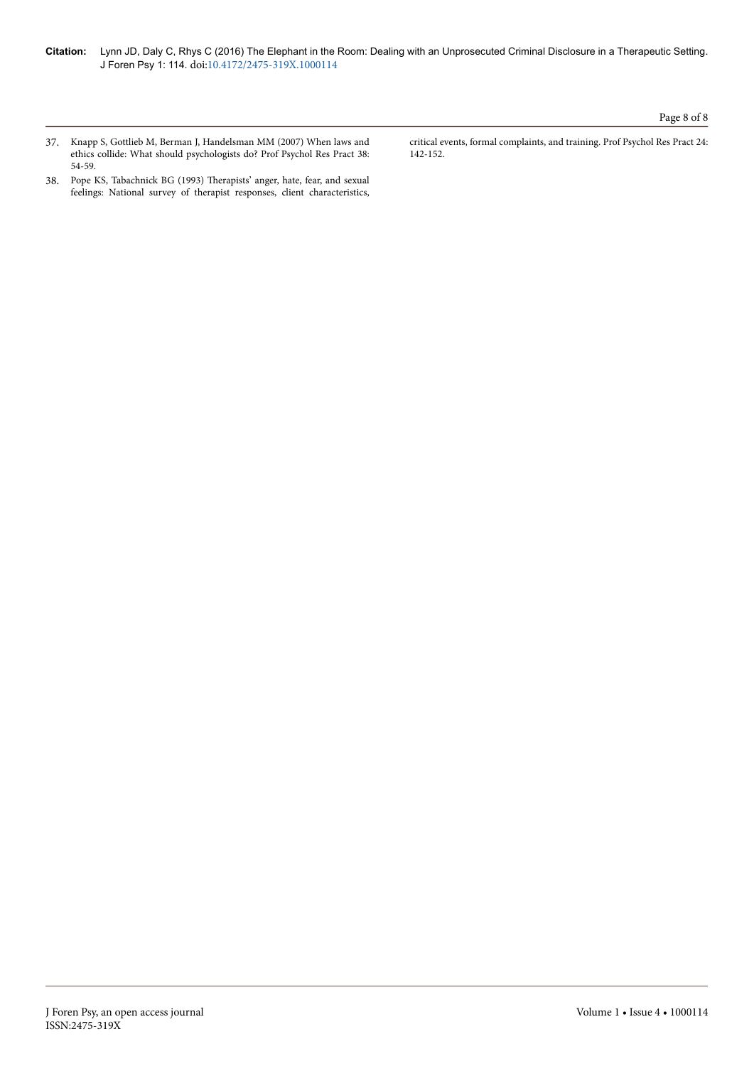37. Knapp S, Gottlieb M, Berman J, Handelsman MM (2007) When laws and ethics collide: What should psychologists do? Prof Psychol Res Pract 38: 54-59.
38. Pope KS, Tabachnick BG (1993) Therapists' anger, hate, fear, and sexual feelings: National survey of therapist responses, client characteristics, critical events, formal complaints, and training. Prof Psychol Res Pract 24: 142-152.